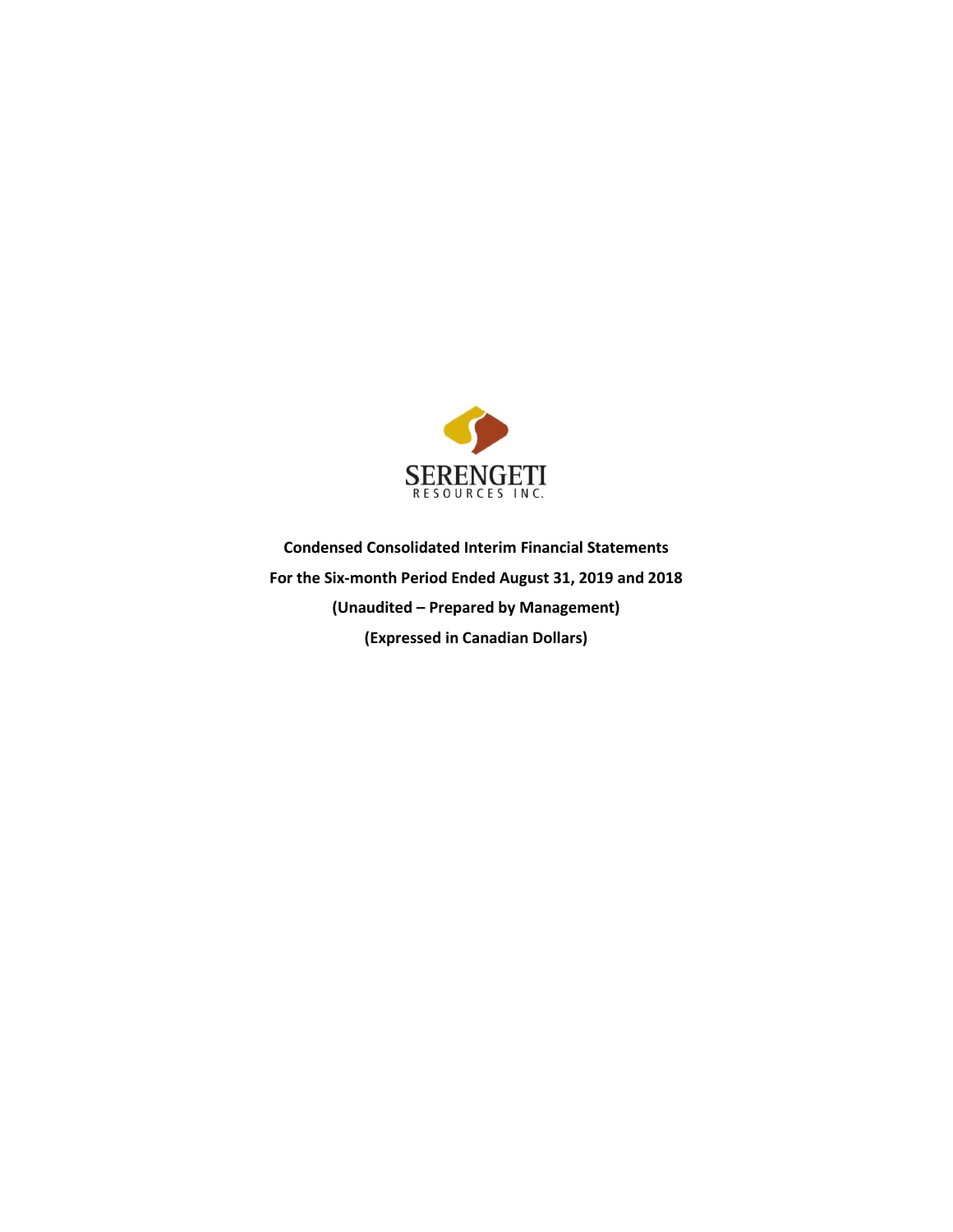SERENGETI
RESOURCES INC.

**Condensed Consolidated Interim Financial Statements**

**For the Six-month Period Ended August 31, 2019 and 2018**

**(Unaudited – Prepared by Management)**

**(Expressed in Canadian Dollars)**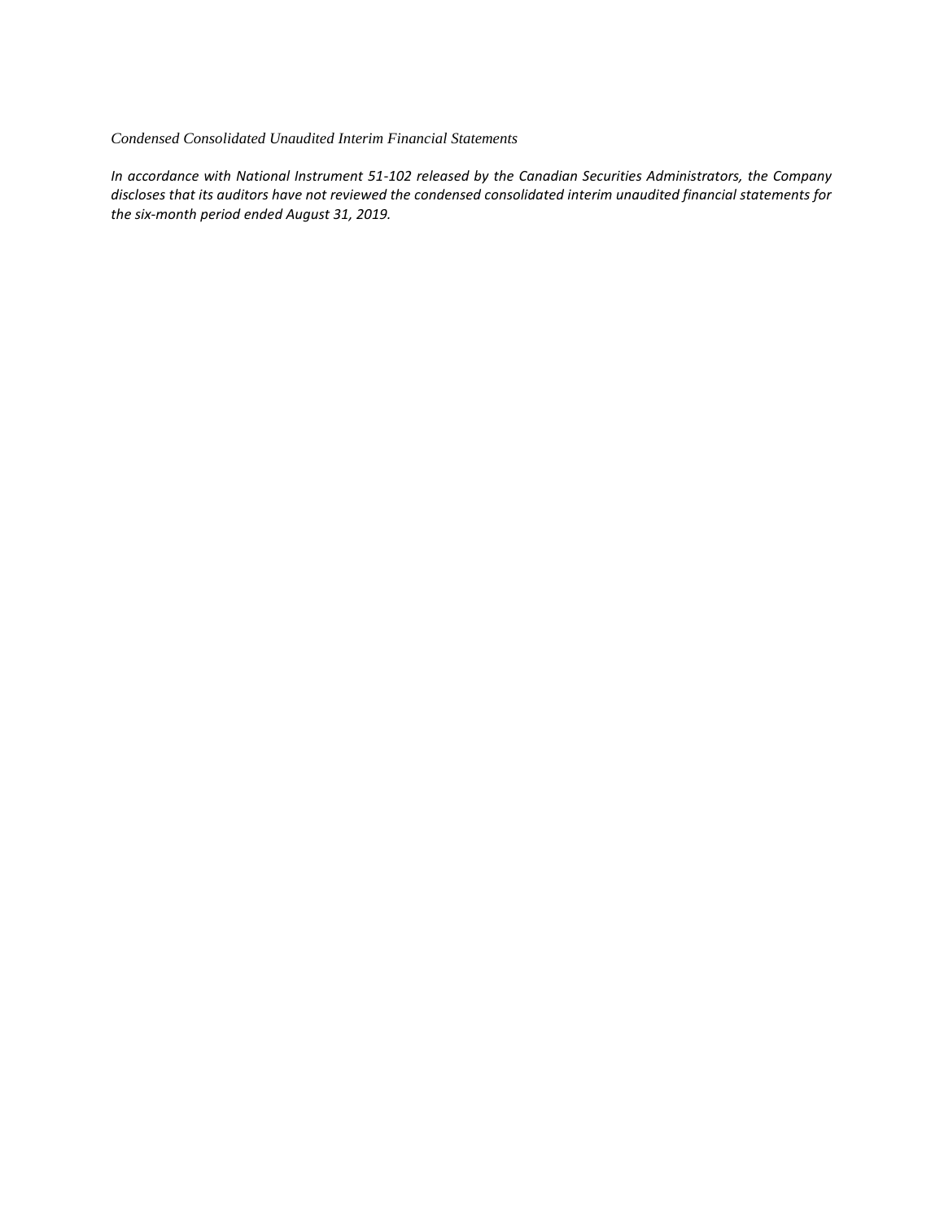*Condensed Consolidated Unaudited Interim Financial Statements*

*In accordance with National Instrument 51-102 released by the Canadian Securities Administrators, the Company discloses that its auditors have not reviewed the condensed consolidated interim unaudited financial statements for the six-month period ended August 31, 2019.*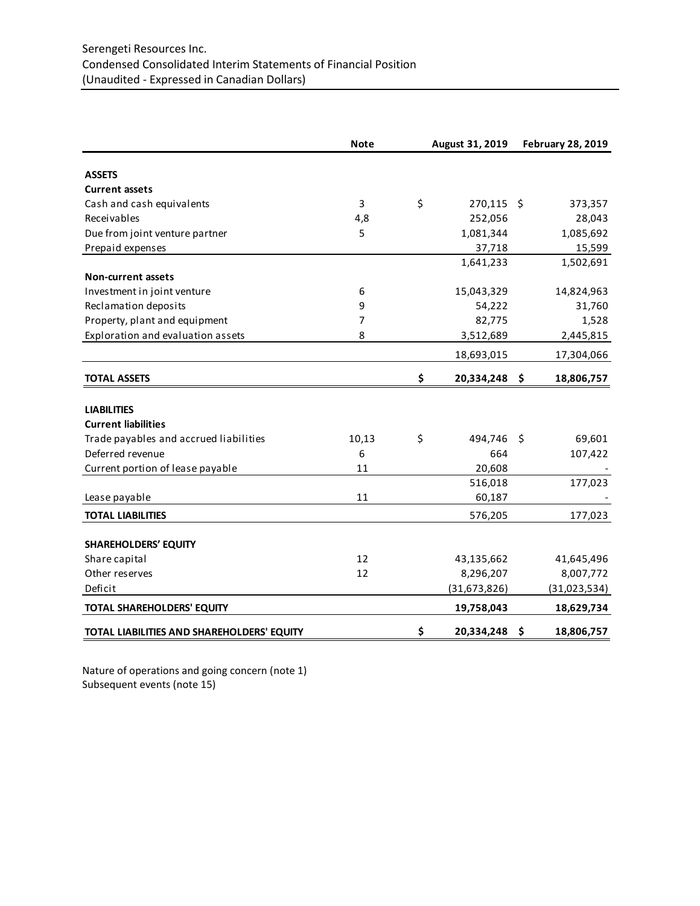Serengeti Resources Inc.
Condensed Consolidated Interim Statements of Financial Position
(Unaudited - Expressed in Canadian Dollars)

| | Note | August 31, 2019 | February 28, 2019 |
|---|---|---|---|
| **ASSETS** | | | |
| **Current assets** | | | |
| Cash and cash equivalents | 3 | $ 270,115 | $ 373,357 |
| Receivables | 4,8 | 252,056 | 28,043 |
| Due from joint venture partner | 5 | 1,081,344 | 1,085,692 |
| Prepaid expenses | | 37,718 | 15,599 |
| | | 1,641,233 | 1,502,691 |
| **Non-current assets** | | | |
| Investment in joint venture | 6 | 15,043,329 | 14,824,963 |
| Reclamation deposits | 9 | 54,222 | 31,760 |
| Property, plant and equipment | 7 | 82,775 | 1,528 |
| Exploration and evaluation assets | 8 | 3,512,689 | 2,445,815 |
| | | 18,693,015 | 17,304,066 |
| **TOTAL ASSETS** | | **$ 20,334,248** | **$ 18,806,757** |
| | | | |
| **LIABILITIES** | | | |
| **Current liabilities** | | | |
| Trade payables and accrued liabilities | 10,13 | $ 494,746 | $ 69,601 |
| Deferred revenue | 6 | 664 | 107,422 |
| Current portion of lease payable | 11 | 20,608 | - |
| | | 516,018 | 177,023 |
| Lease payable | 11 | 60,187 | - |
| **TOTAL LIABILITIES** | | 576,205 | 177,023 |
| | | | |
| **SHAREHOLDERS' EQUITY** | | | |
| Share capital | 12 | 43,135,662 | 41,645,496 |
| Other reserves | 12 | 8,296,207 | 8,007,772 |
| Deficit | | (31,673,826) | (31,023,534) |
| **TOTAL SHAREHOLDERS' EQUITY** | | **19,758,043** | **18,629,734** |
| **TOTAL LIABILITIES AND SHAREHOLDERS' EQUITY** | | **$ 20,334,248** | **$ 18,806,757** |

Nature of operations and going concern (note 1)
Subsequent events (note 15)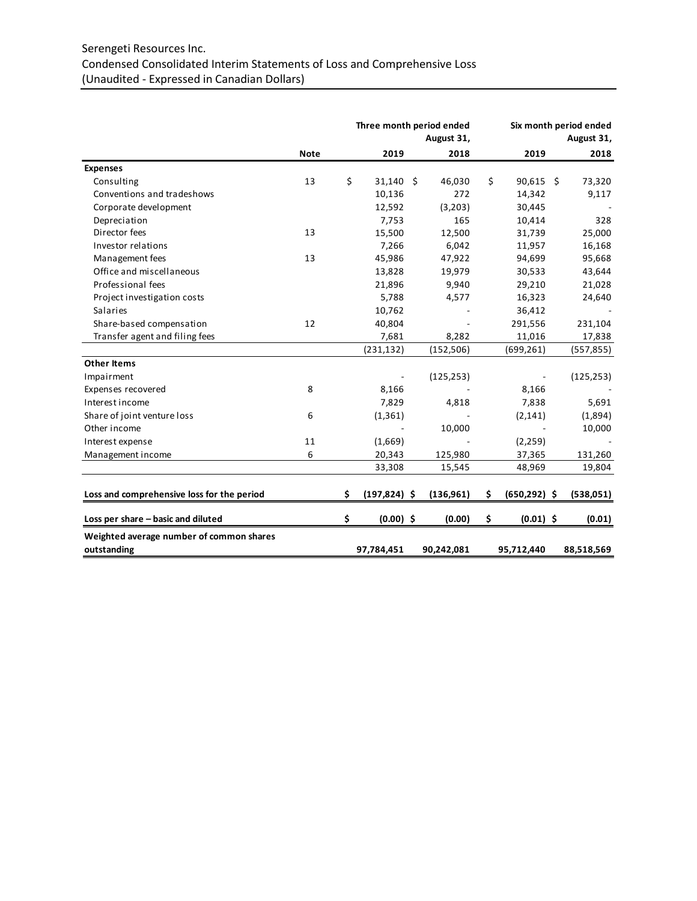Serengeti Resources Inc.
Condensed Consolidated Interim Statements of Loss and Comprehensive Loss
(Unaudited - Expressed in Canadian Dollars)

| | Note | Three month period ended August 31, 2019 | Three month period ended August 31, 2018 | Six month period ended August 31, 2019 | Six month period ended August 31, 2018 |
|---|---|---|---|---|---|
| **Expenses** | | | | | |
| Consulting | 13 | $ 31,140 | $ 46,030 | $ 90,615 | $ 73,320 |
| Conventions and tradeshows | | 10,136 | 272 | 14,342 | 9,117 |
| Corporate development | | 12,592 | (3,203) | 30,445 | - |
| Depreciation | | 7,753 | 165 | 10,414 | 328 |
| Director fees | 13 | 15,500 | 12,500 | 31,739 | 25,000 |
| Investor relations | | 7,266 | 6,042 | 11,957 | 16,168 |
| Management fees | 13 | 45,986 | 47,922 | 94,699 | 95,668 |
| Office and miscellaneous | | 13,828 | 19,979 | 30,533 | 43,644 |
| Professional fees | | 21,896 | 9,940 | 29,210 | 21,028 |
| Project investigation costs | | 5,788 | 4,577 | 16,323 | 24,640 |
| Salaries | | 10,762 | - | 36,412 | - |
| Share-based compensation | 12 | 40,804 | - | 291,556 | 231,104 |
| Transfer agent and filing fees | | 7,681 | 8,282 | 11,016 | 17,838 |
| | | (231,132) | (152,506) | (699,261) | (557,855) |
| **Other Items** | | | | | |
| Impairment | | - | (125,253) | - | (125,253) |
| Expenses recovered | 8 | 8,166 | - | 8,166 | - |
| Interest income | | 7,829 | 4,818 | 7,838 | 5,691 |
| Share of joint venture loss | 6 | (1,361) | - | (2,141) | (1,894) |
| Other income | | - | 10,000 | - | 10,000 |
| Interest expense | 11 | (1,669) | - | (2,259) | - |
| Management income | 6 | 20,343 | 125,980 | 37,365 | 131,260 |
| | | 33,308 | 15,545 | 48,969 | 19,804 |
| **Loss and comprehensive loss for the period** | | **$ (197,824)** | **$ (136,961)** | **$ (650,292)** | **$ (538,051)** |
| **Loss per share – basic and diluted** | | **$ (0.00)** | **$ (0.00)** | **$ (0.01)** | **$ (0.01)** |
| **Weighted average number of common shares outstanding** | | **97,784,451** | **90,242,081** | **95,712,440** | **88,518,569** |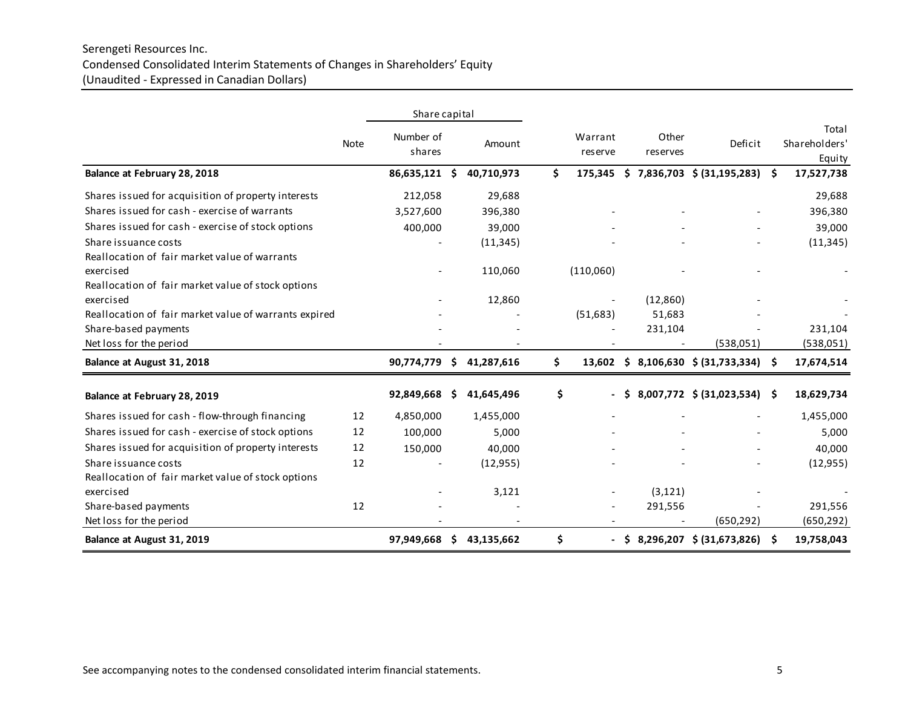Serengeti Resources Inc.
Condensed Consolidated Interim Statements of Changes in Shareholders' Equity
(Unaudited - Expressed in Canadian Dollars)

| | Note | Share capital | | | | | | |
|---|---|---|---|---|---|---|---|---|
| | | Number of shares | Amount | Warrant reserve | Other reserves | Deficit | Total Shareholders' Equity |
| **Balance at February 28, 2018** | | **86,635,121** | **$ 40,710,973** | **$ 175,345** | **$ 7,836,703** | **$ (31,195,283)** | **$ 17,527,738** |
| Shares issued for acquisition of property interests | | 212,058 | 29,688 | | | | 29,688 |
| Shares issued for cash - exercise of warrants | | 3,527,600 | 396,380 | - | - | - | 396,380 |
| Shares issued for cash - exercise of stock options | | 400,000 | 39,000 | - | - | - | 39,000 |
| Share issuance costs | | - | (11,345) | - | - | - | (11,345) |
| Reallocation of fair market value of warrants exercised | | - | 110,060 | (110,060) | - | - | - |
| Reallocation of fair market value of stock options exercised | | - | 12,860 | - | (12,860) | - | - |
| Reallocation of fair market value of warrants expired | | - | - | (51,683) | 51,683 | - | - |
| Share-based payments | | - | - | - | 231,104 | - | 231,104 |
| Net loss for the period | | - | - | - | - | (538,051) | (538,051) |
| **Balance at August 31, 2018** | | **90,774,779** | **$ 41,287,616** | **$ 13,602** | **$ 8,106,630** | **$ (31,733,334)** | **$ 17,674,514** |
| | | | | | | | |
| **Balance at February 28, 2019** | | **92,849,668** | **$ 41,645,496** | **$ -** | **$ 8,007,772** | **$ (31,023,534)** | **$ 18,629,734** |
| Shares issued for cash - flow-through financing | 12 | 4,850,000 | 1,455,000 | - | - | - | 1,455,000 |
| Shares issued for cash - exercise of stock options | 12 | 100,000 | 5,000 | - | - | - | 5,000 |
| Shares issued for acquisition of property interests | 12 | 150,000 | 40,000 | - | - | - | 40,000 |
| Share issuance costs | 12 | - | (12,955) | - | - | - | (12,955) |
| Reallocation of fair market value of stock options exercised | | - | 3,121 | - | (3,121) | - | - |
| Share-based payments | 12 | - | - | - | 291,556 | - | 291,556 |
| Net loss for the period | | - | - | - | - | (650,292) | (650,292) |
| **Balance at August 31, 2019** | | **97,949,668** | **$ 43,135,662** | **$ -** | **$ 8,296,207** | **$ (31,673,826)** | **$ 19,758,043** |

See accompanying notes to the condensed consolidated interim financial statements.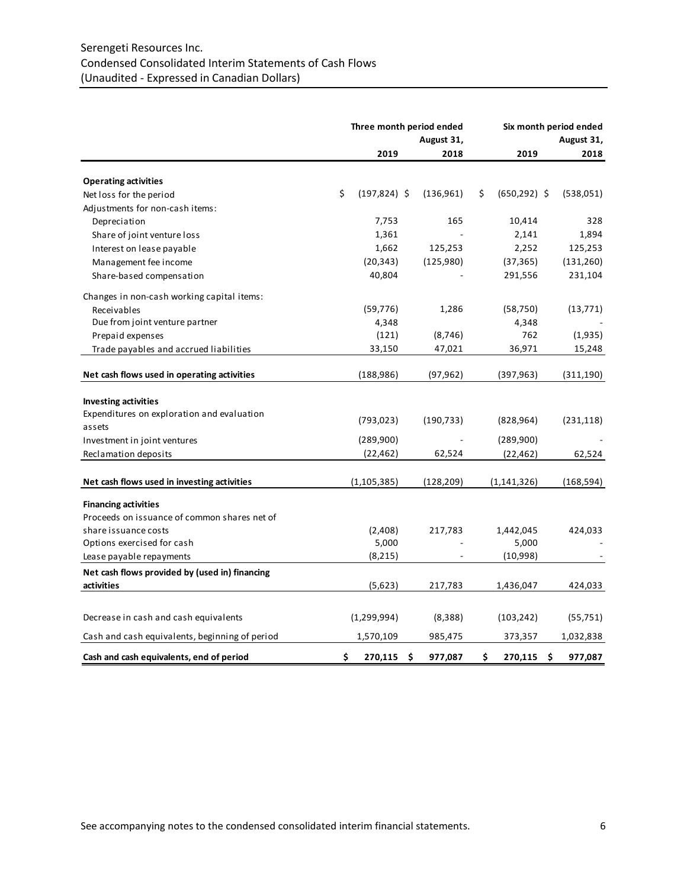Serengeti Resources Inc.
Condensed Consolidated Interim Statements of Cash Flows
(Unaudited - Expressed in Canadian Dollars)

| | Three month period ended August 31, | | Six month period ended August 31, | |
|---|---|---|---|---|
| | 2019 | 2018 | 2019 | 2018 |
| **Operating activities** | | | | |
| Net loss for the period | $ (197,824) | $ (136,961) | $ (650,292) | $ (538,051) |
| Adjustments for non-cash items: | | | | |
| Depreciation | 7,753 | 165 | 10,414 | 328 |
| Share of joint venture loss | 1,361 | - | 2,141 | 1,894 |
| Interest on lease payable | 1,662 | 125,253 | 2,252 | 125,253 |
| Management fee income | (20,343) | (125,980) | (37,365) | (131,260) |
| Share-based compensation | 40,804 | - | 291,556 | 231,104 |
| Changes in non-cash working capital items: | | | | |
| Receivables | (59,776) | 1,286 | (58,750) | (13,771) |
| Due from joint venture partner | 4,348 | | 4,348 | - |
| Prepaid expenses | (121) | (8,746) | 762 | (1,935) |
| Trade payables and accrued liabilities | 33,150 | 47,021 | 36,971 | 15,248 |
| **Net cash flows used in operating activities** | (188,986) | (97,962) | (397,963) | (311,190) |
| **Investing activities** | | | | |
| Expenditures on exploration and evaluation assets | (793,023) | (190,733) | (828,964) | (231,118) |
| Investment in joint ventures | (289,900) | - | (289,900) | - |
| Reclamation deposits | (22,462) | 62,524 | (22,462) | 62,524 |
| **Net cash flows used in investing activities** | (1,105,385) | (128,209) | (1,141,326) | (168,594) |
| **Financing activities** | | | | |
| Proceeds on issuance of common shares net of share issuance costs | (2,408) | 217,783 | 1,442,045 | 424,033 |
| Options exercised for cash | 5,000 | - | 5,000 | - |
| Lease payable repayments | (8,215) | - | (10,998) | - |
| **Net cash flows provided by (used in) financing activities** | (5,623) | 217,783 | 1,436,047 | 424,033 |
| Decrease in cash and cash equivalents | (1,299,994) | (8,388) | (103,242) | (55,751) |
| Cash and cash equivalents, beginning of period | 1,570,109 | 985,475 | 373,357 | 1,032,838 |
| **Cash and cash equivalents, end of period** | **$ 270,115** | **$ 977,087** | **$ 270,115** | **$ 977,087** |

See accompanying notes to the condensed consolidated interim financial statements.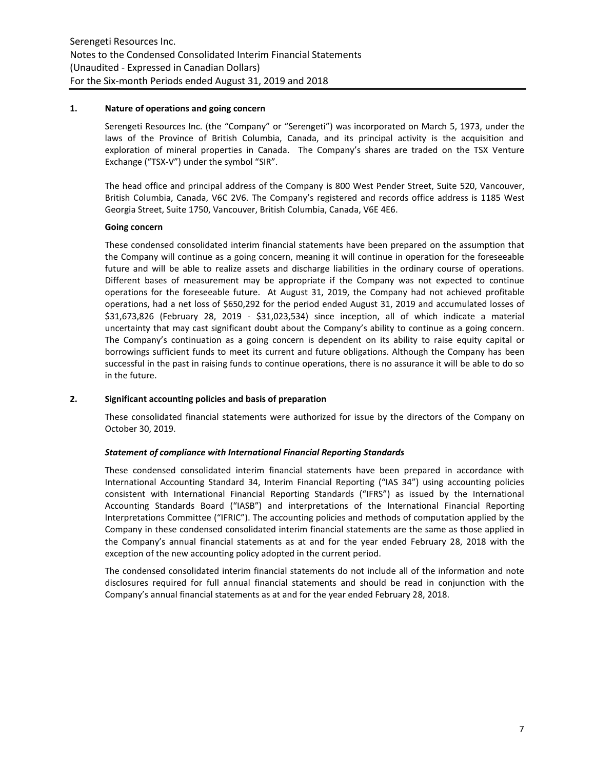## 1. Nature of operations and going concern

Serengeti Resources Inc. (the "Company" or "Serengeti") was incorporated on March 5, 1973, under the laws of the Province of British Columbia, Canada, and its principal activity is the acquisition and exploration of mineral properties in Canada. The Company's shares are traded on the TSX Venture Exchange ("TSX-V") under the symbol "SIR".

The head office and principal address of the Company is 800 West Pender Street, Suite 520, Vancouver, British Columbia, Canada, V6C 2V6. The Company's registered and records office address is 1185 West Georgia Street, Suite 1750, Vancouver, British Columbia, Canada, V6E 4E6.

### Going concern

These condensed consolidated interim financial statements have been prepared on the assumption that the Company will continue as a going concern, meaning it will continue in operation for the foreseeable future and will be able to realize assets and discharge liabilities in the ordinary course of operations. Different bases of measurement may be appropriate if the Company was not expected to continue operations for the foreseeable future. At August 31, 2019, the Company had not achieved profitable operations, had a net loss of $650,292 for the period ended August 31, 2019 and accumulated losses of $31,673,826 (February 28, 2019 - $31,023,534) since inception, all of which indicate a material uncertainty that may cast significant doubt about the Company's ability to continue as a going concern. The Company's continuation as a going concern is dependent on its ability to raise equity capital or borrowings sufficient funds to meet its current and future obligations. Although the Company has been successful in the past in raising funds to continue operations, there is no assurance it will be able to do so in the future.

## 2. Significant accounting policies and basis of preparation

These consolidated financial statements were authorized for issue by the directors of the Company on October 30, 2019.

### *Statement of compliance with International Financial Reporting Standards*

These condensed consolidated interim financial statements have been prepared in accordance with International Accounting Standard 34, Interim Financial Reporting ("IAS 34") using accounting policies consistent with International Financial Reporting Standards ("IFRS") as issued by the International Accounting Standards Board ("IASB") and interpretations of the International Financial Reporting Interpretations Committee ("IFRIC"). The accounting policies and methods of computation applied by the Company in these condensed consolidated interim financial statements are the same as those applied in the Company's annual financial statements as at and for the year ended February 28, 2018 with the exception of the new accounting policy adopted in the current period.

The condensed consolidated interim financial statements do not include all of the information and note disclosures required for full annual financial statements and should be read in conjunction with the Company's annual financial statements as at and for the year ended February 28, 2018.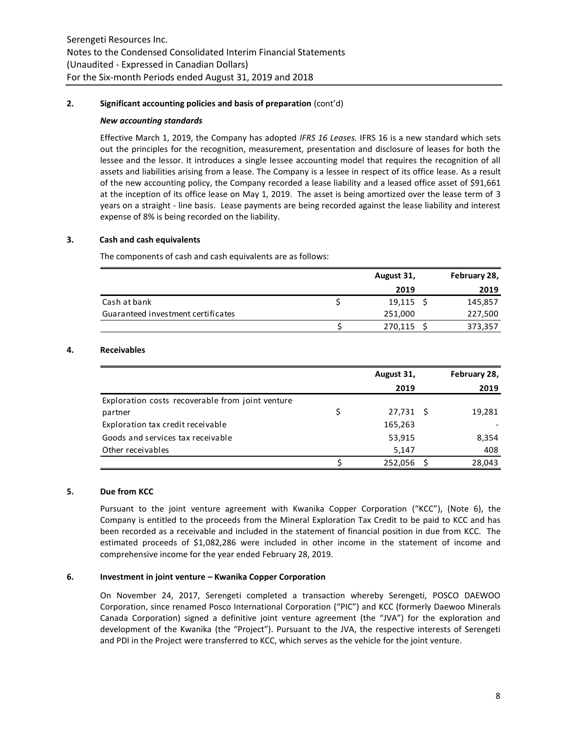## 2. Significant accounting policies and basis of preparation (cont'd)

### *New accounting standards*

Effective March 1, 2019, the Company has adopted *IFRS 16 Leases.* IFRS 16 is a new standard which sets out the principles for the recognition, measurement, presentation and disclosure of leases for both the lessee and the lessor. It introduces a single lessee accounting model that requires the recognition of all assets and liabilities arising from a lease. The Company is a lessee in respect of its office lease. As a result of the new accounting policy, the Company recorded a lease liability and a leased office asset of $91,661 at the inception of its office lease on May 1, 2019. The asset is being amortized over the lease term of 3 years on a straight - line basis. Lease payments are being recorded against the lease liability and interest expense of 8% is being recorded on the liability.

## 3. Cash and cash equivalents

The components of cash and cash equivalents are as follows:

| | August 31, 2019 | February 28, 2019 |
|---|---|---|
| Cash at bank | $ 19,115 | $ 145,857 |
| Guaranteed investment certificates | 251,000 | 227,500 |
| | $ 270,115 | $ 373,357 |

## 4. Receivables

| | August 31, 2019 | February 28, 2019 |
|---|---|---|
| Exploration costs recoverable from joint venture partner | $ 27,731 | $ 19,281 |
| Exploration tax credit receivable | 165,263 | - |
| Goods and services tax receivable | 53,915 | 8,354 |
| Other receivables | 5,147 | 408 |
| | $ 252,056 | $ 28,043 |

## 5. Due from KCC

Pursuant to the joint venture agreement with Kwanika Copper Corporation ("KCC"), (Note 6), the Company is entitled to the proceeds from the Mineral Exploration Tax Credit to be paid to KCC and has been recorded as a receivable and included in the statement of financial position in due from KCC. The estimated proceeds of $1,082,286 were included in other income in the statement of income and comprehensive income for the year ended February 28, 2019.

## 6. Investment in joint venture – Kwanika Copper Corporation

On November 24, 2017, Serengeti completed a transaction whereby Serengeti, POSCO DAEWOO Corporation, since renamed Posco International Corporation ("PIC") and KCC (formerly Daewoo Minerals Canada Corporation) signed a definitive joint venture agreement (the "JVA") for the exploration and development of the Kwanika (the "Project"). Pursuant to the JVA, the respective interests of Serengeti and PDI in the Project were transferred to KCC, which serves as the vehicle for the joint venture.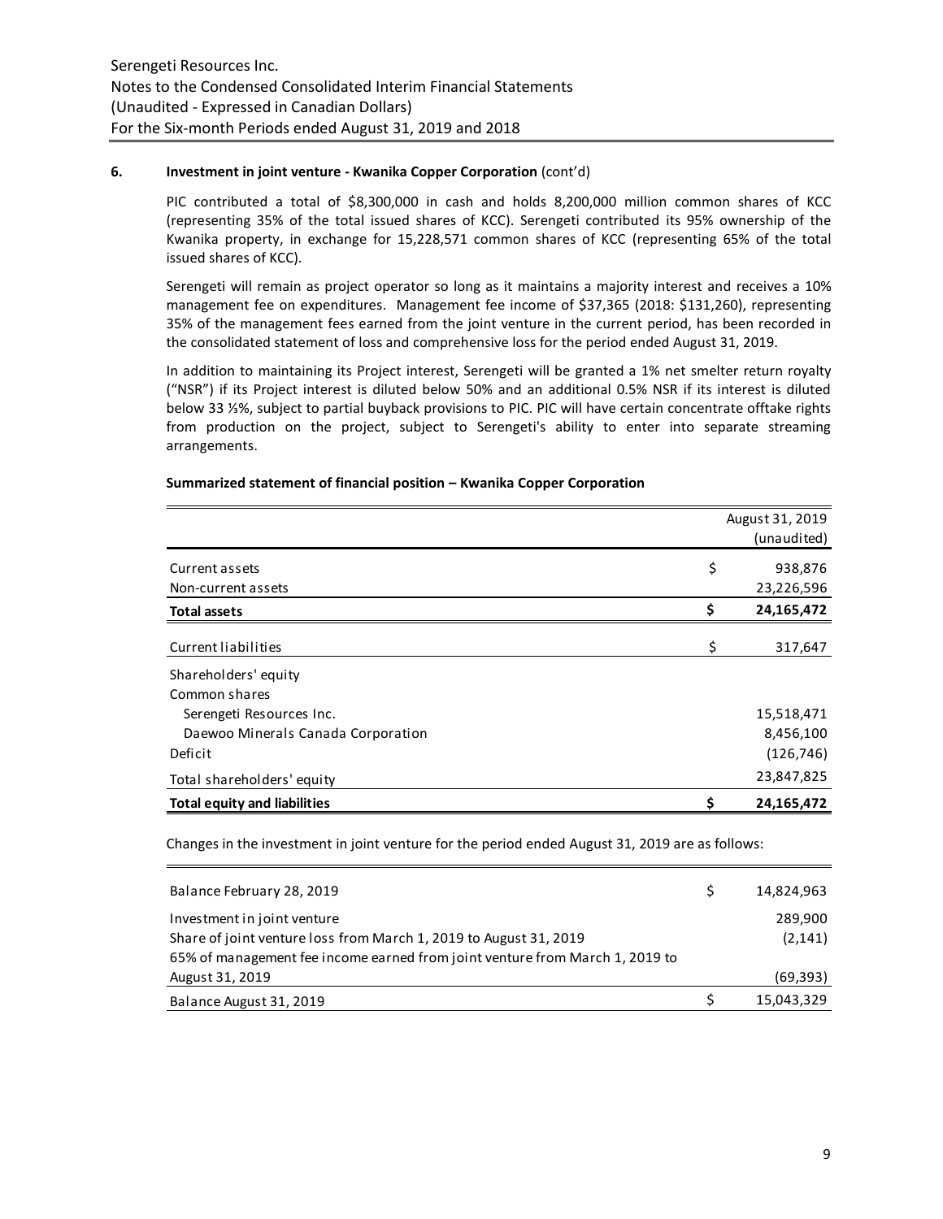### 6. Investment in joint venture - Kwanika Copper Corporation (cont'd)

PIC contributed a total of $8,300,000 in cash and holds 8,200,000 million common shares of KCC (representing 35% of the total issued shares of KCC). Serengeti contributed its 95% ownership of the Kwanika property, in exchange for 15,228,571 common shares of KCC (representing 65% of the total issued shares of KCC).

Serengeti will remain as project operator so long as it maintains a majority interest and receives a 10% management fee on expenditures. Management fee income of $37,365 (2018: $131,260), representing 35% of the management fees earned from the joint venture in the current period, has been recorded in the consolidated statement of loss and comprehensive loss for the period ended August 31, 2019.

In addition to maintaining its Project interest, Serengeti will be granted a 1% net smelter return royalty ("NSR") if its Project interest is diluted below 50% and an additional 0.5% NSR if its interest is diluted below 33 ⅓%, subject to partial buyback provisions to PIC. PIC will have certain concentrate offtake rights from production on the project, subject to Serengeti's ability to enter into separate streaming arrangements.

**Summarized statement of financial position – Kwanika Copper Corporation**

| | | August 31, 2019 (unaudited) |
|---|---|---|
| Current assets | $ | 938,876 |
| Non-current assets | | 23,226,596 |
| **Total assets** | **$** | **24,165,472** |
| Current liabilities | $ | 317,647 |
| Shareholders' equity | | |
| Common shares | | |
| Serengeti Resources Inc. | | 15,518,471 |
| Daewoo Minerals Canada Corporation | | 8,456,100 |
| Deficit | | (126,746) |
| Total shareholders' equity | | 23,847,825 |
| **Total equity and liabilities** | **$** | **24,165,472** |

Changes in the investment in joint venture for the period ended August 31, 2019 are as follows:

| | | |
|---|---|---|
| Balance February 28, 2019 | $ | 14,824,963 |
| Investment in joint venture | | 289,900 |
| Share of joint venture loss from March 1, 2019 to August 31, 2019 | | (2,141) |
| 65% of management fee income earned from joint venture from March 1, 2019 to August 31, 2019 | | (69,393) |
| Balance August 31, 2019 | $ | 15,043,329 |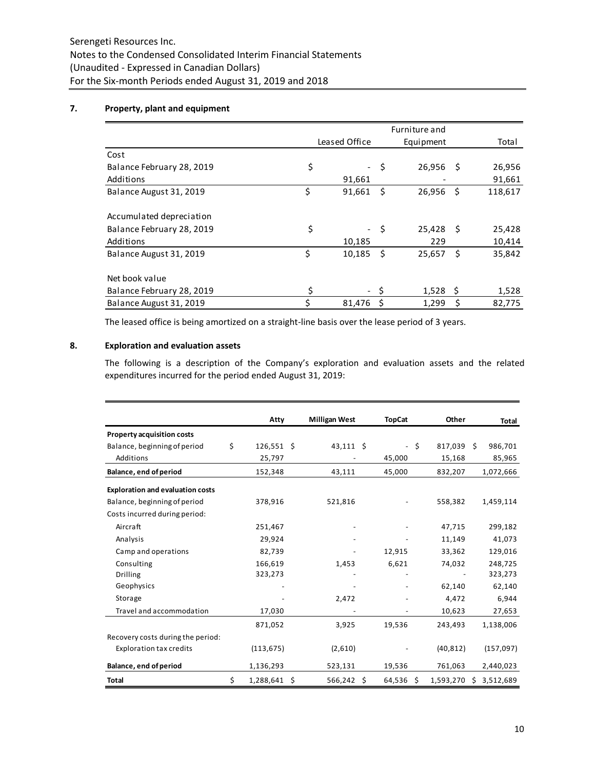Serengeti Resources Inc.
Notes to the Condensed Consolidated Interim Financial Statements
(Unaudited - Expressed in Canadian Dollars)
For the Six-month Periods ended August 31, 2019 and 2018

## 7. Property, plant and equipment

| | Leased Office | Furniture and Equipment | Total |
|---|---|---|---|
| Cost | | | |
| Balance February 28, 2019 | $ - | $ 26,956 | $ 26,956 |
| Additions | 91,661 | - | 91,661 |
| Balance August 31, 2019 | $ 91,661 | $ 26,956 | $ 118,617 |
| | | | |
| Accumulated depreciation | | | |
| Balance February 28, 2019 | $ - | $ 25,428 | $ 25,428 |
| Additions | 10,185 | 229 | 10,414 |
| Balance August 31, 2019 | $ 10,185 | $ 25,657 | $ 35,842 |
| | | | |
| Net book value | | | |
| Balance February 28, 2019 | $ - | $ 1,528 | $ 1,528 |
| Balance August 31, 2019 | $ 81,476 | $ 1,299 | $ 82,775 |

The leased office is being amortized on a straight-line basis over the lease period of 3 years.

## 8. Exploration and evaluation assets

The following is a description of the Company's exploration and evaluation assets and the related expenditures incurred for the period ended August 31, 2019:

| | Atty | Milligan West | TopCat | Other | Total |
|---|---|---|---|---|---|
| **Property acquisition costs** | | | | | |
| Balance, beginning of period | $ 126,551 | $ 43,111 | $ - | $ 817,039 | $ 986,701 |
| Additions | 25,797 | - | 45,000 | 15,168 | 85,965 |
| **Balance, end of period** | 152,348 | 43,111 | 45,000 | 832,207 | 1,072,666 |
| **Exploration and evaluation costs** | | | | | |
| Balance, beginning of period | 378,916 | 521,816 | - | 558,382 | 1,459,114 |
| Costs incurred during period: | | | | | |
| Aircraft | 251,467 | - | - | 47,715 | 299,182 |
| Analysis | 29,924 | - | - | 11,149 | 41,073 |
| Camp and operations | 82,739 | - | 12,915 | 33,362 | 129,016 |
| Consulting | 166,619 | 1,453 | 6,621 | 74,032 | 248,725 |
| Drilling | 323,273 | - | - | - | 323,273 |
| Geophysics | - | - | - | 62,140 | 62,140 |
| Storage | - | 2,472 | - | 4,472 | 6,944 |
| Travel and accommodation | 17,030 | - | - | 10,623 | 27,653 |
| | 871,052 | 3,925 | 19,536 | 243,493 | 1,138,006 |
| Recovery costs during the period: | | | | | |
| Exploration tax credits | (113,675) | (2,610) | - | (40,812) | (157,097) |
| **Balance, end of period** | 1,136,293 | 523,131 | 19,536 | 761,063 | 2,440,023 |
| **Total** | $ 1,288,641 | $ 566,242 | $ 64,536 | $ 1,593,270 | $ 3,512,689 |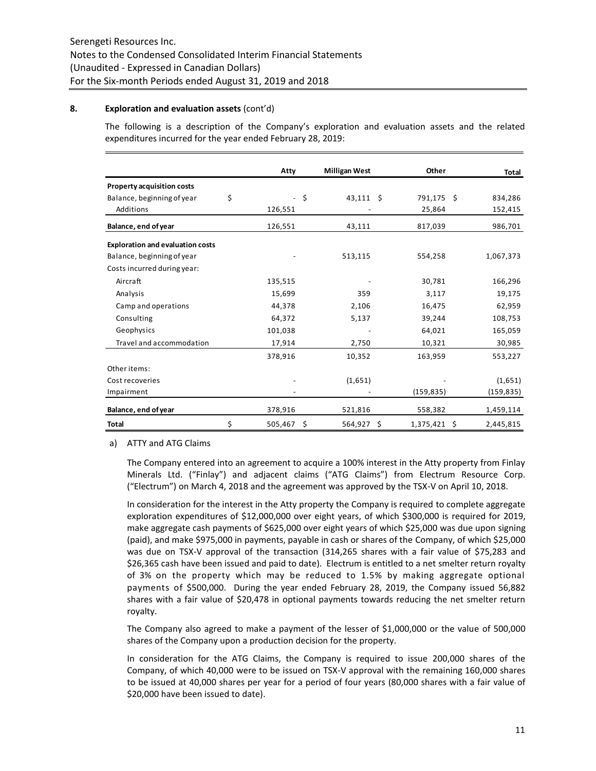## 8. Exploration and evaluation assets (cont'd)

The following is a description of the Company's exploration and evaluation assets and the related expenditures incurred for the year ended February 28, 2019:

| | Atty | Milligan West | Other | Total |
|---|---|---|---|---|
| **Property acquisition costs** | | | | |
| Balance, beginning of year | $ - | $ 43,111 | $ 791,175 | $ 834,286 |
| Additions | 126,551 | - | 25,864 | 152,415 |
| **Balance, end of year** | 126,551 | 43,111 | 817,039 | 986,701 |
| **Exploration and evaluation costs** | | | | |
| Balance, beginning of year | - | 513,115 | 554,258 | 1,067,373 |
| Costs incurred during year: | | | | |
| Aircraft | 135,515 | - | 30,781 | 166,296 |
| Analysis | 15,699 | 359 | 3,117 | 19,175 |
| Camp and operations | 44,378 | 2,106 | 16,475 | 62,959 |
| Consulting | 64,372 | 5,137 | 39,244 | 108,753 |
| Geophysics | 101,038 | - | 64,021 | 165,059 |
| Travel and accommodation | 17,914 | 2,750 | 10,321 | 30,985 |
| | 378,916 | 10,352 | 163,959 | 553,227 |
| Other items: | | | | |
| Cost recoveries | - | (1,651) | - | (1,651) |
| Impairment | - | - | (159,835) | (159,835) |
| **Balance, end of year** | 378,916 | 521,816 | 558,382 | 1,459,114 |
| **Total** | $ 505,467 | $ 564,927 | $ 1,375,421 | $ 2,445,815 |

a) ATTY and ATG Claims

The Company entered into an agreement to acquire a 100% interest in the Atty property from Finlay Minerals Ltd. ("Finlay") and adjacent claims ("ATG Claims") from Electrum Resource Corp. ("Electrum") on March 4, 2018 and the agreement was approved by the TSX-V on April 10, 2018.

In consideration for the interest in the Atty property the Company is required to complete aggregate exploration expenditures of $12,000,000 over eight years, of which $300,000 is required for 2019, make aggregate cash payments of $625,000 over eight years of which $25,000 was due upon signing (paid), and make $975,000 in payments, payable in cash or shares of the Company, of which $25,000 was due on TSX-V approval of the transaction (314,265 shares with a fair value of $75,283 and $26,365 cash have been issued and paid to date). Electrum is entitled to a net smelter return royalty of 3% on the property which may be reduced to 1.5% by making aggregate optional payments of $500,000. During the year ended February 28, 2019, the Company issued 56,882 shares with a fair value of $20,478 in optional payments towards reducing the net smelter return royalty.

The Company also agreed to make a payment of the lesser of $1,000,000 or the value of 500,000 shares of the Company upon a production decision for the property.

In consideration for the ATG Claims, the Company is required to issue 200,000 shares of the Company, of which 40,000 were to be issued on TSX-V approval with the remaining 160,000 shares to be issued at 40,000 shares per year for a period of four years (80,000 shares with a fair value of $20,000 have been issued to date).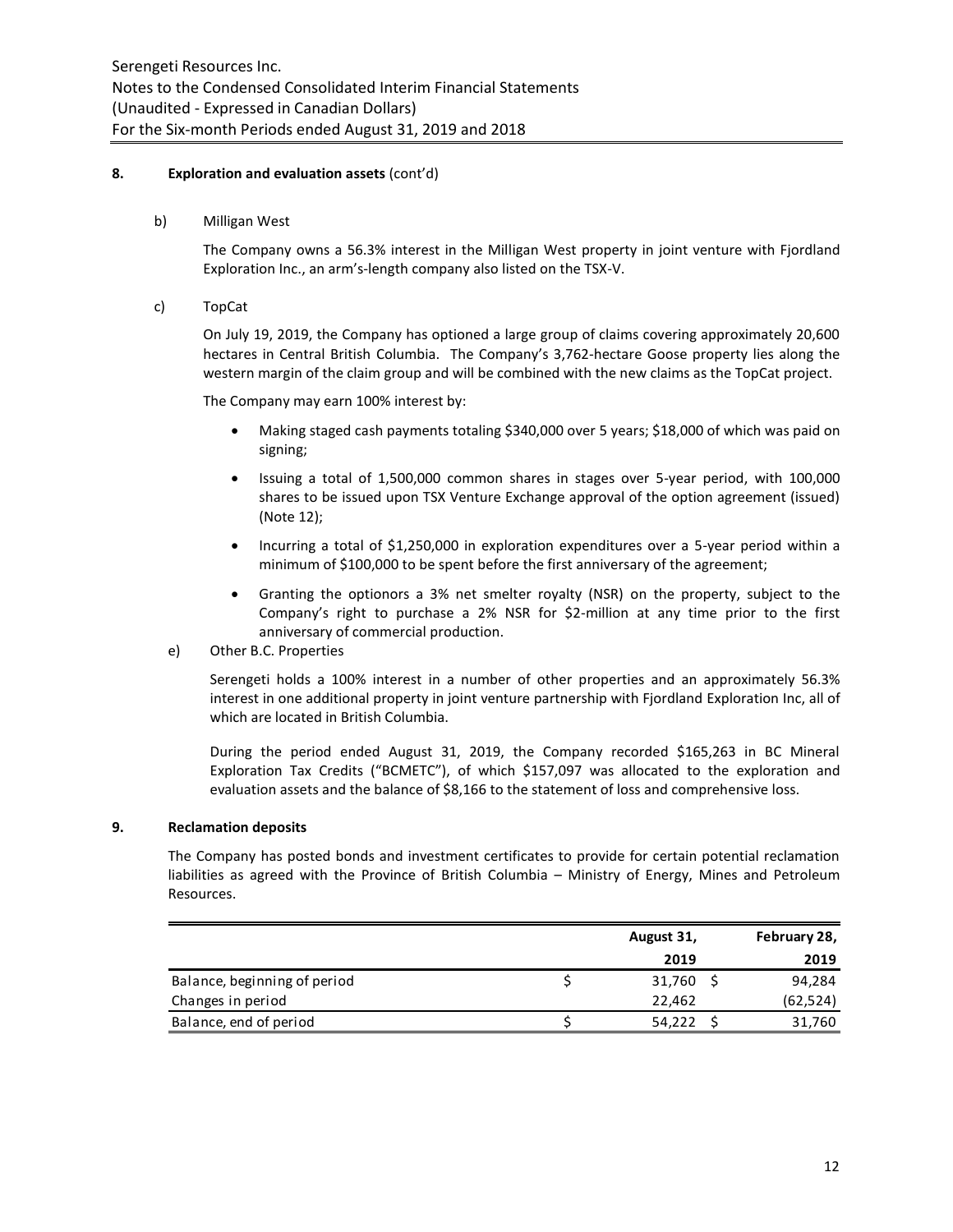## 8. Exploration and evaluation assets (cont'd)

b) Milligan West

The Company owns a 56.3% interest in the Milligan West property in joint venture with Fjordland Exploration Inc., an arm's-length company also listed on the TSX-V.

c) TopCat

On July 19, 2019, the Company has optioned a large group of claims covering approximately 20,600 hectares in Central British Columbia. The Company's 3,762-hectare Goose property lies along the western margin of the claim group and will be combined with the new claims as the TopCat project.

The Company may earn 100% interest by:

- Making staged cash payments totaling \$340,000 over 5 years; \$18,000 of which was paid on signing;
- Issuing a total of 1,500,000 common shares in stages over 5-year period, with 100,000 shares to be issued upon TSX Venture Exchange approval of the option agreement (issued) (Note 12);
- Incurring a total of \$1,250,000 in exploration expenditures over a 5-year period within a minimum of \$100,000 to be spent before the first anniversary of the agreement;
- Granting the optionors a 3% net smelter royalty (NSR) on the property, subject to the Company's right to purchase a 2% NSR for \$2-million at any time prior to the first anniversary of commercial production.

e) Other B.C. Properties

Serengeti holds a 100% interest in a number of other properties and an approximately 56.3% interest in one additional property in joint venture partnership with Fjordland Exploration Inc, all of which are located in British Columbia.

During the period ended August 31, 2019, the Company recorded \$165,263 in BC Mineral Exploration Tax Credits ("BCMETC"), of which \$157,097 was allocated to the exploration and evaluation assets and the balance of \$8,166 to the statement of loss and comprehensive loss.

## 9. Reclamation deposits

The Company has posted bonds and investment certificates to provide for certain potential reclamation liabilities as agreed with the Province of British Columbia – Ministry of Energy, Mines and Petroleum Resources.

| | August 31, 2019 | February 28, 2019 |
|---|---|---|
| Balance, beginning of period | \$ 31,760 | \$ 94,284 |
| Changes in period | 22,462 | (62,524) |
| Balance, end of period | \$ 54,222 | \$ 31,760 |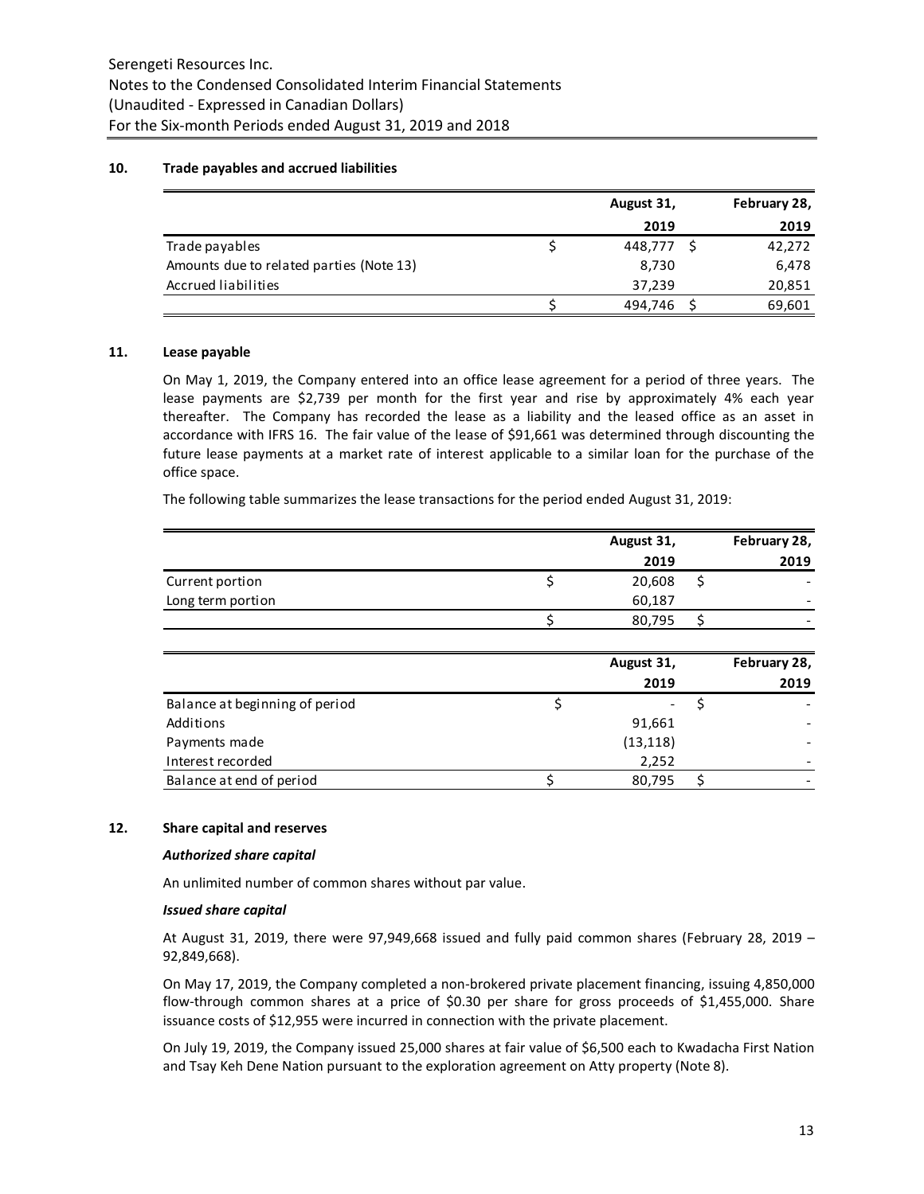## 10. Trade payables and accrued liabilities

| | August 31, 2019 | February 28, 2019 |
|---|---|---|
| Trade payables | $ 448,777 | $ 42,272 |
| Amounts due to related parties (Note 13) | 8,730 | 6,478 |
| Accrued liabilities | 37,239 | 20,851 |
| | $ 494,746 | $ 69,601 |

## 11. Lease payable

On May 1, 2019, the Company entered into an office lease agreement for a period of three years. The lease payments are $2,739 per month for the first year and rise by approximately 4% each year thereafter. The Company has recorded the lease as a liability and the leased office as an asset in accordance with IFRS 16. The fair value of the lease of $91,661 was determined through discounting the future lease payments at a market rate of interest applicable to a similar loan for the purchase of the office space.

The following table summarizes the lease transactions for the period ended August 31, 2019:

| | August 31, 2019 | February 28, 2019 |
|---|---|---|
| Current portion | $ 20,608 | $ - |
| Long term portion | 60,187 | - |
| | $ 80,795 | $ - |

| | August 31, 2019 | February 28, 2019 |
|---|---|---|
| Balance at beginning of period | $ - | $ - |
| Additions | 91,661 | - |
| Payments made | (13,118) | - |
| Interest recorded | 2,252 | - |
| Balance at end of period | $ 80,795 | $ - |

## 12. Share capital and reserves

***Authorized share capital***

An unlimited number of common shares without par value.

***Issued share capital***

At August 31, 2019, there were 97,949,668 issued and fully paid common shares (February 28, 2019 – 92,849,668).

On May 17, 2019, the Company completed a non-brokered private placement financing, issuing 4,850,000 flow-through common shares at a price of $0.30 per share for gross proceeds of $1,455,000. Share issuance costs of $12,955 were incurred in connection with the private placement.

On July 19, 2019, the Company issued 25,000 shares at fair value of $6,500 each to Kwadacha First Nation and Tsay Keh Dene Nation pursuant to the exploration agreement on Atty property (Note 8).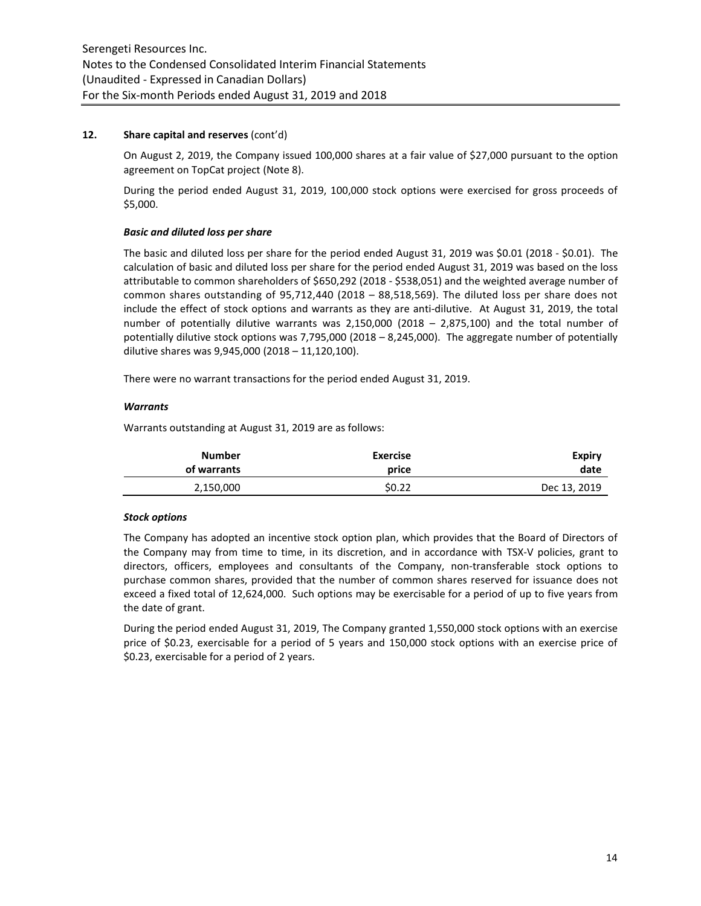## 12. Share capital and reserves (cont'd)

On August 2, 2019, the Company issued 100,000 shares at a fair value of $27,000 pursuant to the option agreement on TopCat project (Note 8).

During the period ended August 31, 2019, 100,000 stock options were exercised for gross proceeds of $5,000.

***Basic and diluted loss per share***

The basic and diluted loss per share for the period ended August 31, 2019 was $0.01 (2018 - $0.01). The calculation of basic and diluted loss per share for the period ended August 31, 2019 was based on the loss attributable to common shareholders of $650,292 (2018 - $538,051) and the weighted average number of common shares outstanding of 95,712,440 (2018 – 88,518,569). The diluted loss per share does not include the effect of stock options and warrants as they are anti-dilutive. At August 31, 2019, the total number of potentially dilutive warrants was 2,150,000 (2018 – 2,875,100) and the total number of potentially dilutive stock options was 7,795,000 (2018 – 8,245,000). The aggregate number of potentially dilutive shares was 9,945,000 (2018 – 11,120,100).

There were no warrant transactions for the period ended August 31, 2019.

***Warrants***

Warrants outstanding at August 31, 2019 are as follows:

| Number of warrants | Exercise price | Expiry date |
|---|---|---|
| 2,150,000 | $0.22 | Dec 13, 2019 |

***Stock options***

The Company has adopted an incentive stock option plan, which provides that the Board of Directors of the Company may from time to time, in its discretion, and in accordance with TSX-V policies, grant to directors, officers, employees and consultants of the Company, non-transferable stock options to purchase common shares, provided that the number of common shares reserved for issuance does not exceed a fixed total of 12,624,000. Such options may be exercisable for a period of up to five years from the date of grant.

During the period ended August 31, 2019, The Company granted 1,550,000 stock options with an exercise price of $0.23, exercisable for a period of 5 years and 150,000 stock options with an exercise price of $0.23, exercisable for a period of 2 years.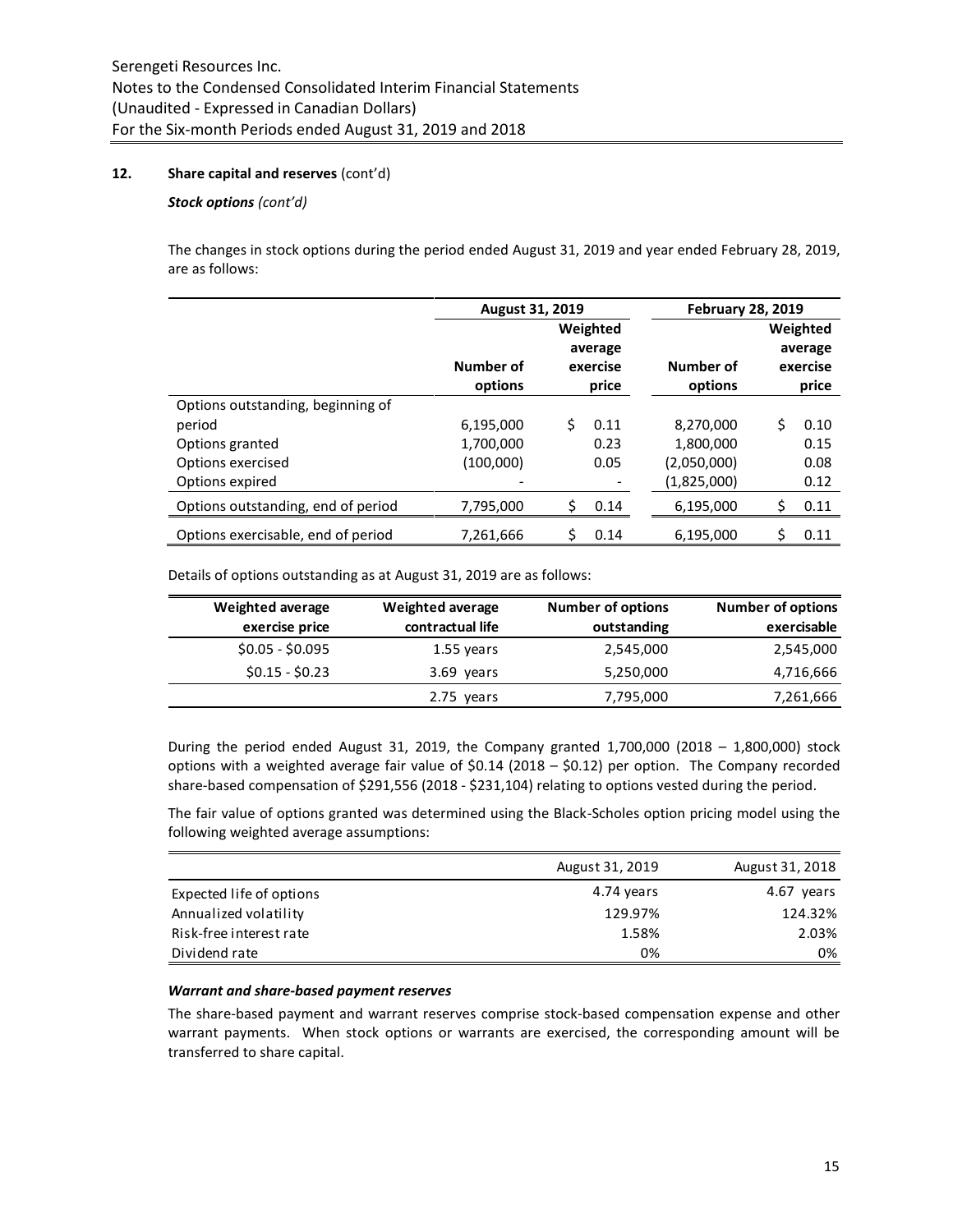## 12. Share capital and reserves (cont'd)

***Stock options (cont'd)***

The changes in stock options during the period ended August 31, 2019 and year ended February 28, 2019, are as follows:

| | August 31, 2019 | | February 28, 2019 | |
|---|---|---|---|---|
| | Number of options | Weighted average exercise price | Number of options | Weighted average exercise price |
| Options outstanding, beginning of period | 6,195,000 | $ 0.11 | 8,270,000 | $ 0.10 |
| Options granted | 1,700,000 | 0.23 | 1,800,000 | 0.15 |
| Options exercised | (100,000) | 0.05 | (2,050,000) | 0.08 |
| Options expired | - | - | (1,825,000) | 0.12 |
| Options outstanding, end of period | 7,795,000 | $ 0.14 | 6,195,000 | $ 0.11 |
| Options exercisable, end of period | 7,261,666 | $ 0.14 | 6,195,000 | $ 0.11 |

Details of options outstanding as at August 31, 2019 are as follows:

| Weighted average exercise price | Weighted average contractual life | Number of options outstanding | Number of options exercisable |
|---|---|---|---|
| $0.05 - $0.095 | 1.55 years | 2,545,000 | 2,545,000 |
| $0.15 - $0.23 | 3.69 years | 5,250,000 | 4,716,666 |
| | 2.75 years | 7,795,000 | 7,261,666 |

During the period ended August 31, 2019, the Company granted 1,700,000 (2018 – 1,800,000) stock options with a weighted average fair value of $0.14 (2018 – $0.12) per option. The Company recorded share-based compensation of $291,556 (2018 - $231,104) relating to options vested during the period.

The fair value of options granted was determined using the Black-Scholes option pricing model using the following weighted average assumptions:

| | August 31, 2019 | August 31, 2018 |
|---|---|---|
| Expected life of options | 4.74 years | 4.67 years |
| Annualized volatility | 129.97% | 124.32% |
| Risk-free interest rate | 1.58% | 2.03% |
| Dividend rate | 0% | 0% |

***Warrant and share-based payment reserves***

The share-based payment and warrant reserves comprise stock-based compensation expense and other warrant payments. When stock options or warrants are exercised, the corresponding amount will be transferred to share capital.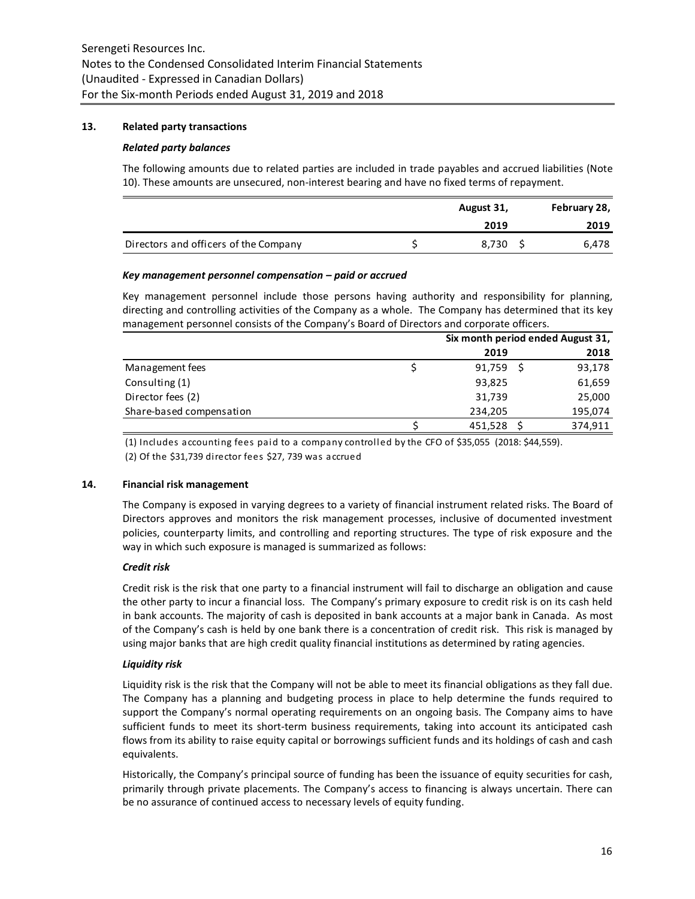## 13. Related party transactions

### *Related party balances*

The following amounts due to related parties are included in trade payables and accrued liabilities (Note 10). These amounts are unsecured, non-interest bearing and have no fixed terms of repayment.

| | August 31, 2019 | February 28, 2019 |
|---|---|---|
| Directors and officers of the Company | $ 8,730 | $ 6,478 |

### *Key management personnel compensation – paid or accrued*

Key management personnel include those persons having authority and responsibility for planning, directing and controlling activities of the Company as a whole. The Company has determined that its key management personnel consists of the Company's Board of Directors and corporate officers.

| | Six month period ended August 31, | |
|---|---|---|
| | 2019 | 2018 |
| Management fees | $ 91,759 | $ 93,178 |
| Consulting (1) | 93,825 | 61,659 |
| Director fees (2) | 31,739 | 25,000 |
| Share-based compensation | 234,205 | 195,074 |
| | $ 451,528 | $ 374,911 |

(1) Includes accounting fees paid to a company controlled by the CFO of $35,055 (2018: $44,559).

(2) Of the $31,739 director fees $27, 739 was accrued

## 14. Financial risk management

The Company is exposed in varying degrees to a variety of financial instrument related risks. The Board of Directors approves and monitors the risk management processes, inclusive of documented investment policies, counterparty limits, and controlling and reporting structures. The type of risk exposure and the way in which such exposure is managed is summarized as follows:

### *Credit risk*

Credit risk is the risk that one party to a financial instrument will fail to discharge an obligation and cause the other party to incur a financial loss. The Company's primary exposure to credit risk is on its cash held in bank accounts. The majority of cash is deposited in bank accounts at a major bank in Canada. As most of the Company's cash is held by one bank there is a concentration of credit risk. This risk is managed by using major banks that are high credit quality financial institutions as determined by rating agencies.

### *Liquidity risk*

Liquidity risk is the risk that the Company will not be able to meet its financial obligations as they fall due. The Company has a planning and budgeting process in place to help determine the funds required to support the Company's normal operating requirements on an ongoing basis. The Company aims to have sufficient funds to meet its short-term business requirements, taking into account its anticipated cash flows from its ability to raise equity capital or borrowings sufficient funds and its holdings of cash and cash equivalents.

Historically, the Company's principal source of funding has been the issuance of equity securities for cash, primarily through private placements. The Company's access to financing is always uncertain. There can be no assurance of continued access to necessary levels of equity funding.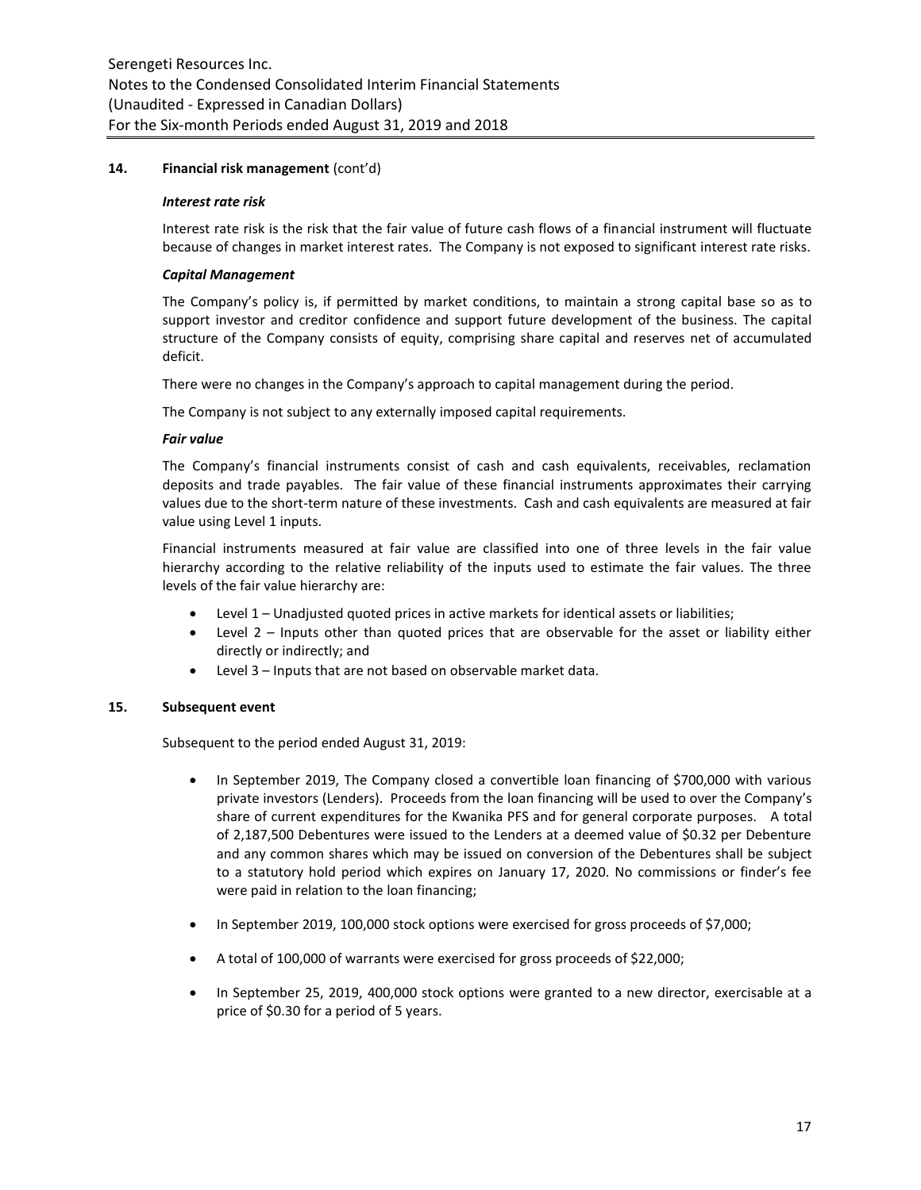## 14. Financial risk management (cont'd)

### *Interest rate risk*

Interest rate risk is the risk that the fair value of future cash flows of a financial instrument will fluctuate because of changes in market interest rates. The Company is not exposed to significant interest rate risks.

### *Capital Management*

The Company's policy is, if permitted by market conditions, to maintain a strong capital base so as to support investor and creditor confidence and support future development of the business. The capital structure of the Company consists of equity, comprising share capital and reserves net of accumulated deficit.

There were no changes in the Company's approach to capital management during the period.

The Company is not subject to any externally imposed capital requirements.

### *Fair value*

The Company's financial instruments consist of cash and cash equivalents, receivables, reclamation deposits and trade payables. The fair value of these financial instruments approximates their carrying values due to the short-term nature of these investments. Cash and cash equivalents are measured at fair value using Level 1 inputs.

Financial instruments measured at fair value are classified into one of three levels in the fair value hierarchy according to the relative reliability of the inputs used to estimate the fair values. The three levels of the fair value hierarchy are:

- Level 1 – Unadjusted quoted prices in active markets for identical assets or liabilities;
- Level 2 – Inputs other than quoted prices that are observable for the asset or liability either directly or indirectly; and
- Level 3 – Inputs that are not based on observable market data.

## 15. Subsequent event

Subsequent to the period ended August 31, 2019:

- In September 2019, The Company closed a convertible loan financing of $700,000 with various private investors (Lenders). Proceeds from the loan financing will be used to over the Company's share of current expenditures for the Kwanika PFS and for general corporate purposes. A total of 2,187,500 Debentures were issued to the Lenders at a deemed value of $0.32 per Debenture and any common shares which may be issued on conversion of the Debentures shall be subject to a statutory hold period which expires on January 17, 2020. No commissions or finder's fee were paid in relation to the loan financing;
- In September 2019, 100,000 stock options were exercised for gross proceeds of $7,000;
- A total of 100,000 of warrants were exercised for gross proceeds of $22,000;
- In September 25, 2019, 400,000 stock options were granted to a new director, exercisable at a price of $0.30 for a period of 5 years.